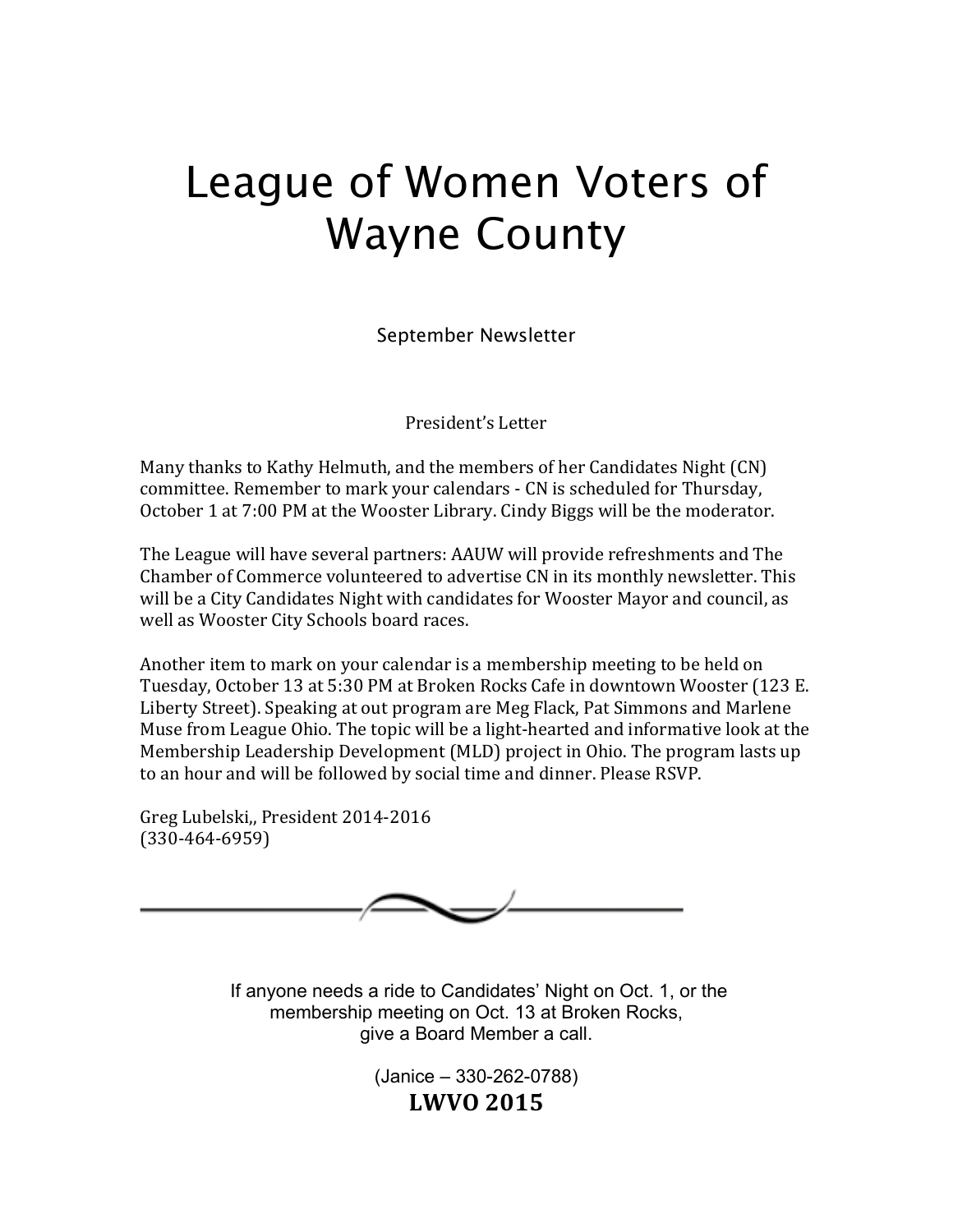# League of Women Voters of Wayne County

September Newsletter

## President's Letter

Many thanks to Kathy Helmuth, and the members of her Candidates Night (CN) committee. Remember to mark your calendars - CN is scheduled for Thursday, October 1 at 7:00 PM at the Wooster Library. Cindy Biggs will be the moderator.

The League will have several partners: AAUW will provide refreshments and The Chamber of Commerce volunteered to advertise CN in its monthly newsletter. This will be a City Candidates Night with candidates for Wooster Mayor and council, as well as Wooster City Schools board races.

Another item to mark on your calendar is a membership meeting to be held on Tuesday, October 13 at 5:30 PM at Broken Rocks Cafe in downtown Wooster (123 E. Liberty Street). Speaking at out program are Meg Flack, Pat Simmons and Marlene Muse from League Ohio. The topic will be a light-hearted and informative look at the Membership Leadership Development (MLD) project in Ohio. The program lasts up to an hour and will be followed by social time and dinner. Please RSVP.

Greg Lubelski,, President 2014-2016
(330-464-6959)

---

If anyone needs a ride to Candidates' Night on Oct. 1, or the membership meeting on Oct. 13 at Broken Rocks, give a Board Member a call.

(Janice – 330-262-0788)

**LWVO 2015**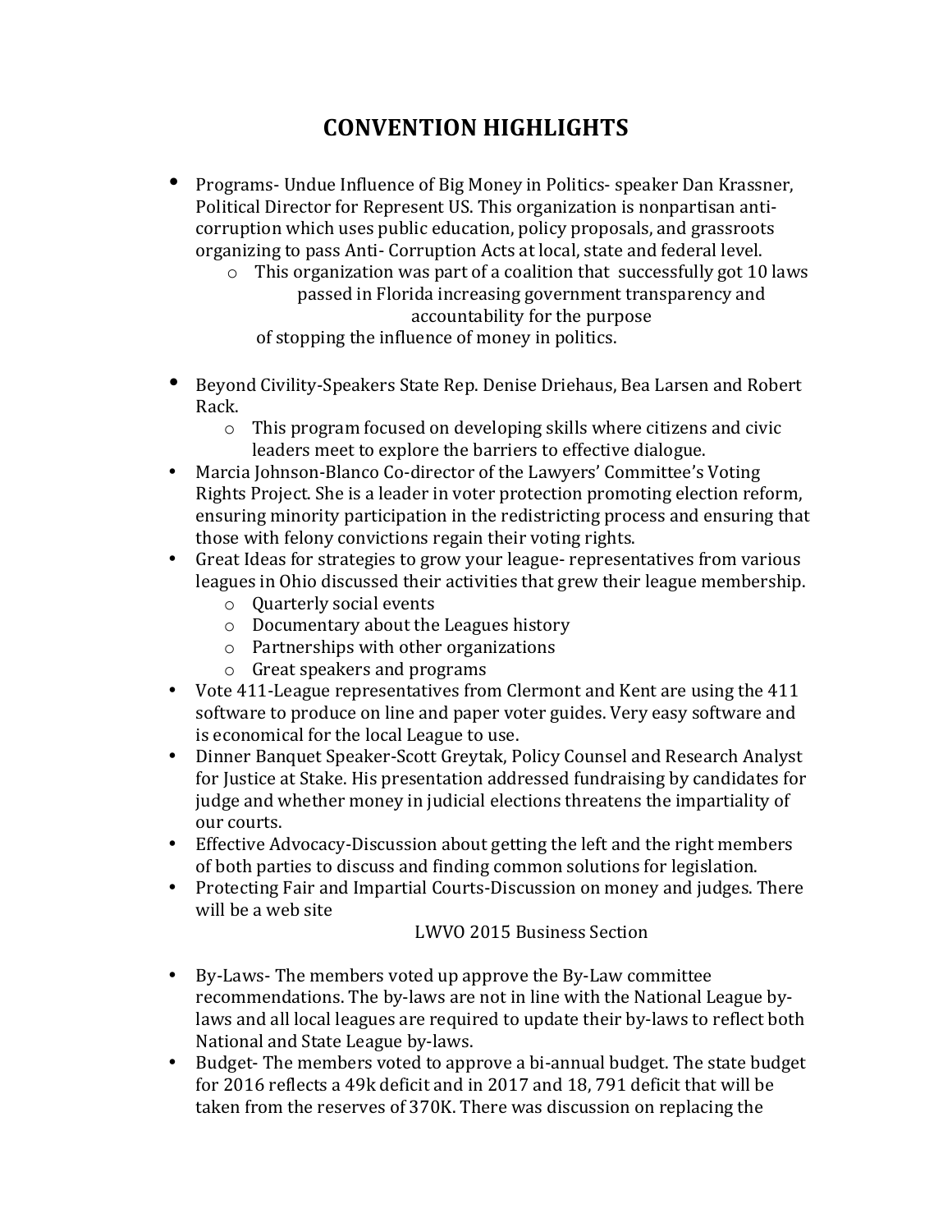# CONVENTION HIGHLIGHTS

- Programs- Undue Influence of Big Money in Politics- speaker Dan Krassner, Political Director for Represent US. This organization is nonpartisan anti-corruption which uses public education, policy proposals, and grassroots organizing to pass Anti- Corruption Acts at local, state and federal level.
    - This organization was part of a coalition that successfully got 10 laws passed in Florida increasing government transparency and accountability for the purpose of stopping the influence of money in politics.

- Beyond Civility-Speakers State Rep. Denise Driehaus, Bea Larsen and Robert Rack.
    - This program focused on developing skills where citizens and civic leaders meet to explore the barriers to effective dialogue.
- Marcia Johnson-Blanco Co-director of the Lawyers' Committee's Voting Rights Project. She is a leader in voter protection promoting election reform, ensuring minority participation in the redistricting process and ensuring that those with felony convictions regain their voting rights.
- Great Ideas for strategies to grow your league- representatives from various leagues in Ohio discussed their activities that grew their league membership.
    - Quarterly social events
    - Documentary about the Leagues history
    - Partnerships with other organizations
    - Great speakers and programs
- Vote 411-League representatives from Clermont and Kent are using the 411 software to produce on line and paper voter guides. Very easy software and is economical for the local League to use.
- Dinner Banquet Speaker-Scott Greytak, Policy Counsel and Research Analyst for Justice at Stake. His presentation addressed fundraising by candidates for judge and whether money in judicial elections threatens the impartiality of our courts.
- Effective Advocacy-Discussion about getting the left and the right members of both parties to discuss and finding common solutions for legislation.
- Protecting Fair and Impartial Courts-Discussion on money and judges. There will be a web site

LWVO 2015 Business Section

- By-Laws- The members voted up approve the By-Law committee recommendations. The by-laws are not in line with the National League by-laws and all local leagues are required to update their by-laws to reflect both National and State League by-laws.
- Budget- The members voted to approve a bi-annual budget. The state budget for 2016 reflects a 49k deficit and in 2017 and 18, 791 deficit that will be taken from the reserves of 370K. There was discussion on replacing the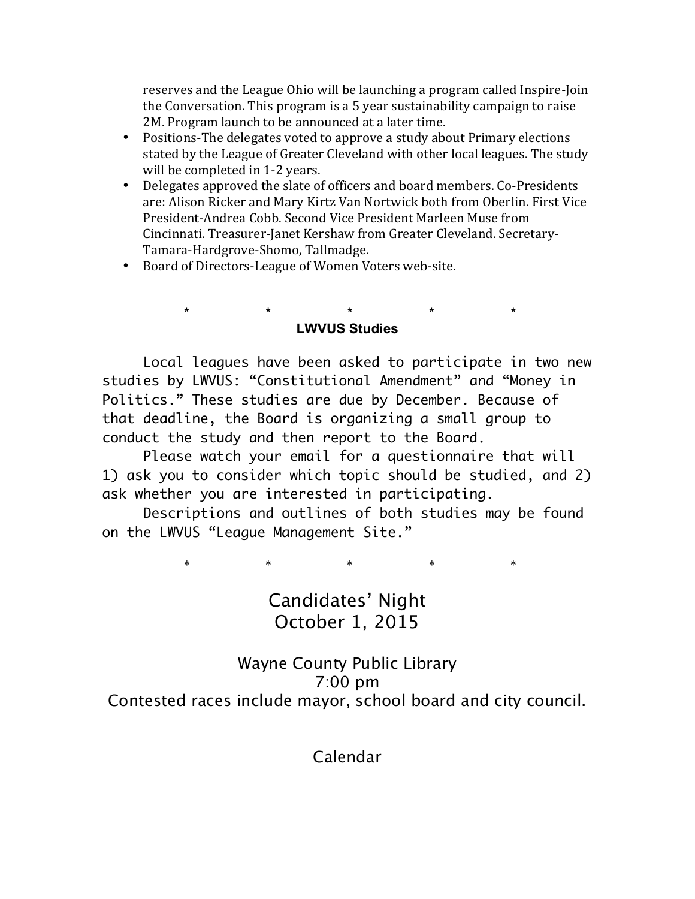reserves and the League Ohio will be launching a program called Inspire-Join the Conversation. This program is a 5 year sustainability campaign to raise 2M. Program launch to be announced at a later time.

- Positions-The delegates voted to approve a study about Primary elections stated by the League of Greater Cleveland with other local leagues. The study will be completed in 1-2 years.
- Delegates approved the slate of officers and board members. Co-Presidents are: Alison Ricker and Mary Kirtz Van Nortwick both from Oberlin. First Vice President-Andrea Cobb. Second Vice President Marleen Muse from Cincinnati. Treasurer-Janet Kershaw from Greater Cleveland. Secretary-Tamara-Hardgrove-Shomo, Tallmadge.
- Board of Directors-League of Women Voters web-site.

\*    \*    \*    \*    \*

**LWVUS Studies**

Local leagues have been asked to participate in two new studies by LWVUS: “Constitutional Amendment” and “Money in Politics.” These studies are due by December. Because of that deadline, the Board is organizing a small group to conduct the study and then report to the Board.

Please watch your email for a questionnaire that will 1) ask you to consider which topic should be studied, and 2) ask whether you are interested in participating.

Descriptions and outlines of both studies may be found on the LWVUS “League Management Site.”

\*    \*    \*    \*    \*

## Candidates’ Night
## October 1, 2015

Wayne County Public Library

7:00 pm

Contested races include mayor, school board and city council.

## Calendar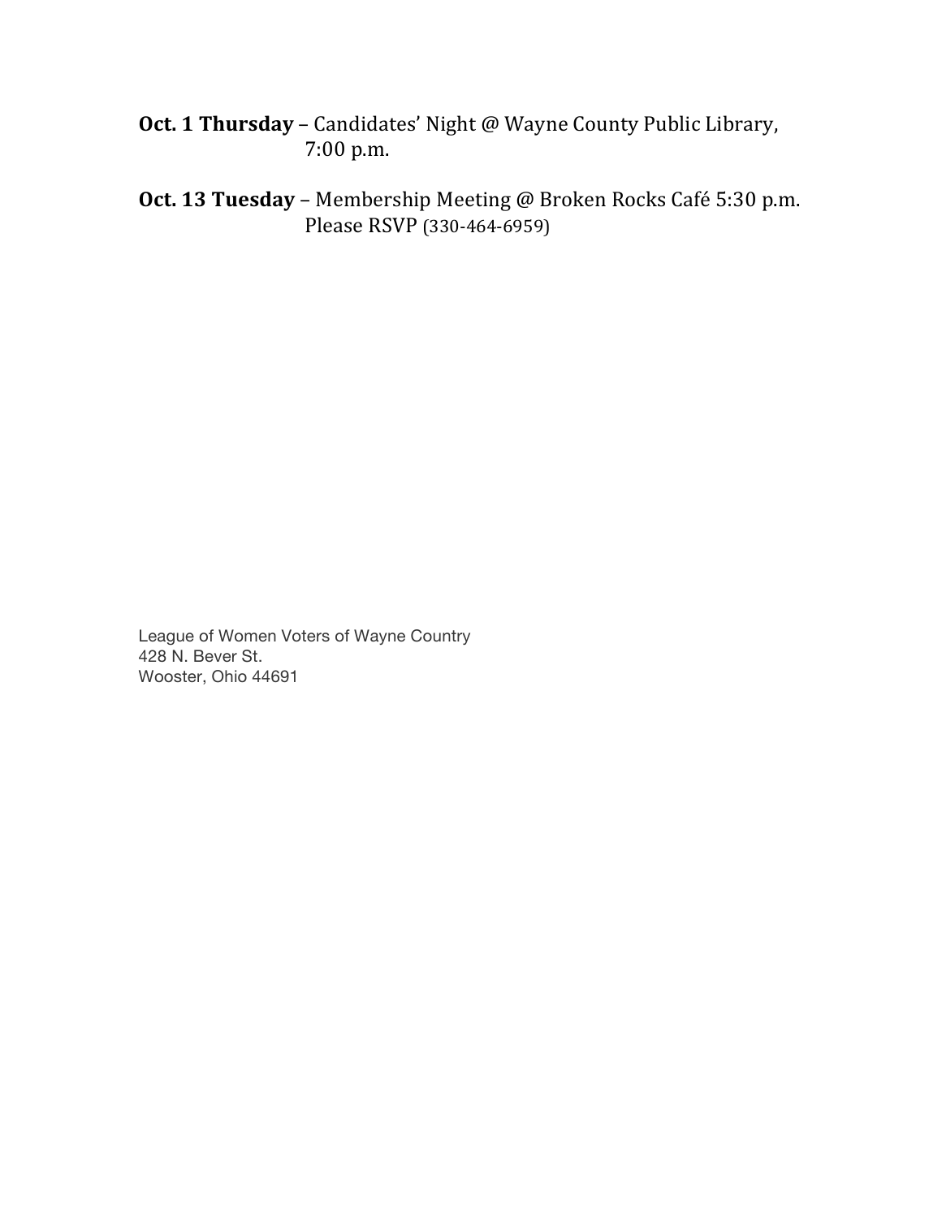**Oct. 1 Thursday** – Candidates' Night @ Wayne County Public Library,
7:00 p.m.

**Oct. 13 Tuesday** – Membership Meeting @ Broken Rocks Café 5:30 p.m.
Please RSVP (330-464-6959)

League of Women Voters of Wayne Country
428 N. Bever St.
Wooster, Ohio 44691